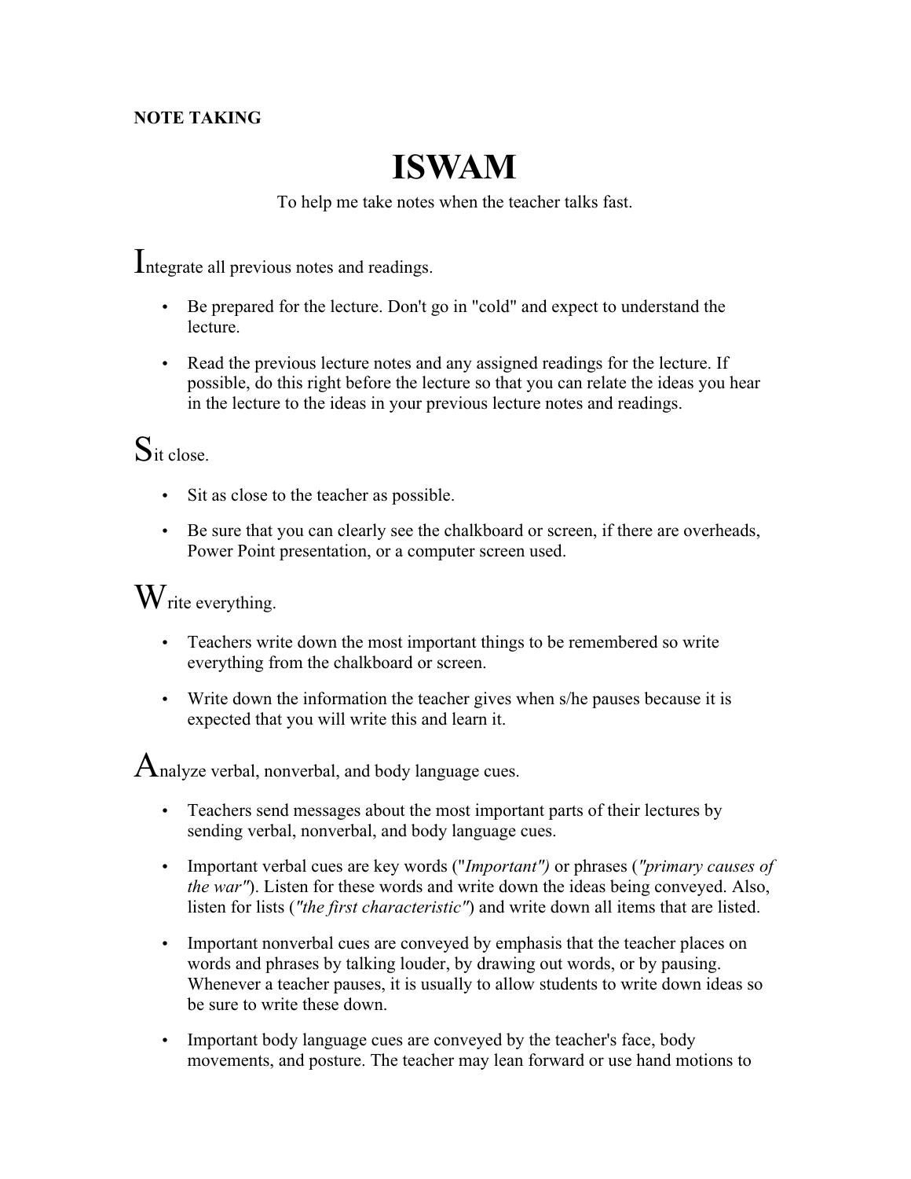**NOTE TAKING**

# ISWAM

To help me take notes when the teacher talks fast.

## Integrate all previous notes and readings.

- Be prepared for the lecture. Don't go in "cold" and expect to understand the lecture.
- Read the previous lecture notes and any assigned readings for the lecture. If possible, do this right before the lecture so that you can relate the ideas you hear in the lecture to the ideas in your previous lecture notes and readings.

## Sit close.

- Sit as close to the teacher as possible.
- Be sure that you can clearly see the chalkboard or screen, if there are overheads, Power Point presentation, or a computer screen used.

## Write everything.

- Teachers write down the most important things to be remembered so write everything from the chalkboard or screen.
- Write down the information the teacher gives when s/he pauses because it is expected that you will write this and learn it.

## Analyze verbal, nonverbal, and body language cues.

- Teachers send messages about the most important parts of their lectures by sending verbal, nonverbal, and body language cues.
- Important verbal cues are key words ("*Important")* or phrases (*"primary causes of the war"*). Listen for these words and write down the ideas being conveyed. Also, listen for lists (*"the first characteristic"*) and write down all items that are listed.
- Important nonverbal cues are conveyed by emphasis that the teacher places on words and phrases by talking louder, by drawing out words, or by pausing. Whenever a teacher pauses, it is usually to allow students to write down ideas so be sure to write these down.
- Important body language cues are conveyed by the teacher's face, body movements, and posture. The teacher may lean forward or use hand motions to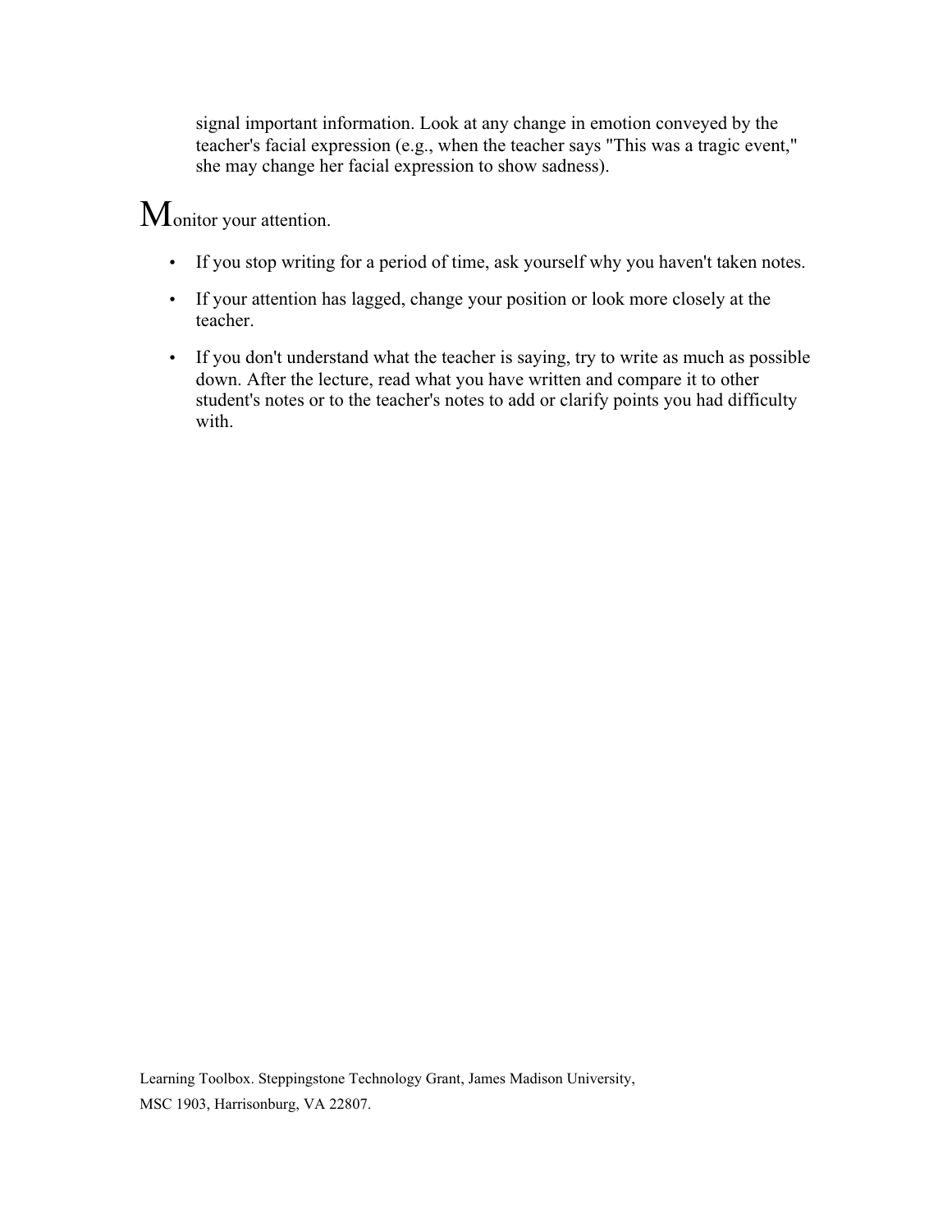signal important information. Look at any change in emotion conveyed by the teacher's facial expression (e.g., when the teacher says "This was a tragic event," she may change her facial expression to show sadness).

Monitor your attention.

- If you stop writing for a period of time, ask yourself why you haven't taken notes.
- If your attention has lagged, change your position or look more closely at the teacher.
- If you don't understand what the teacher is saying, try to write as much as possible down. After the lecture, read what you have written and compare it to other student's notes or to the teacher's notes to add or clarify points you had difficulty with.

Learning Toolbox. Steppingstone Technology Grant, James Madison University, MSC 1903, Harrisonburg, VA 22807.